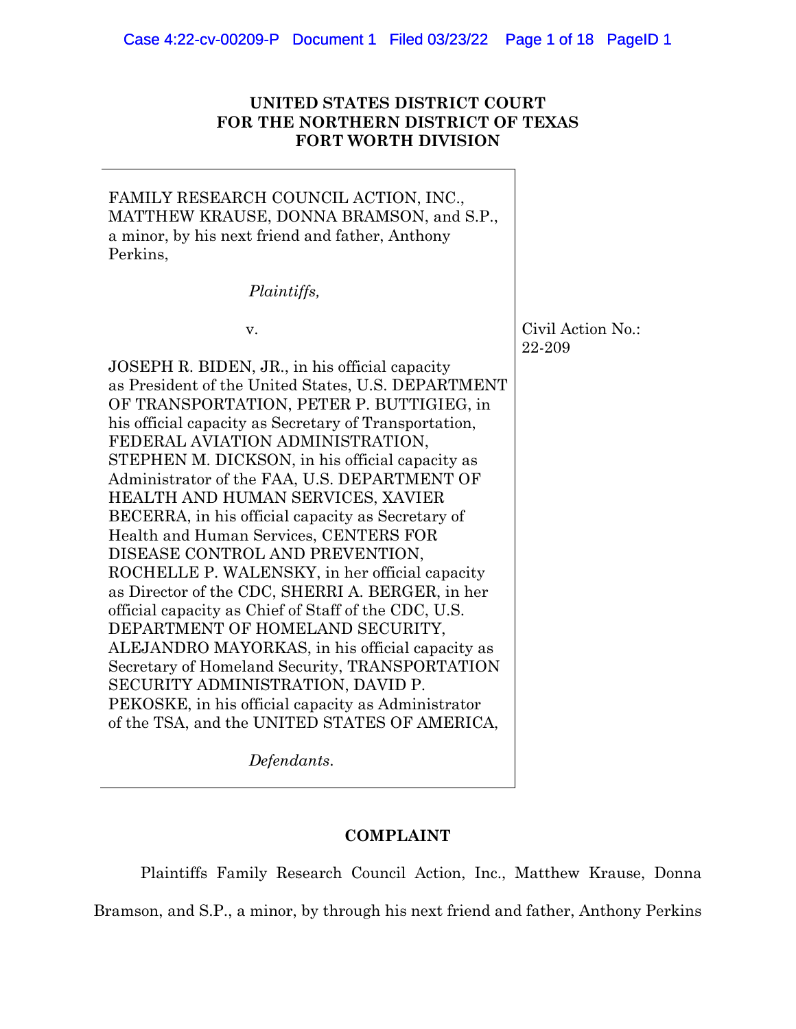**UNITED STATES DISTRICT COURT**
**FOR THE NORTHERN DISTRICT OF TEXAS**
**FORT WORTH DIVISION**

FAMILY RESEARCH COUNCIL ACTION, INC., MATTHEW KRAUSE, DONNA BRAMSON, and S.P., a minor, by his next friend and father, Anthony Perkins,

*Plaintiffs,*

v.

JOSEPH R. BIDEN, JR., in his official capacity as President of the United States, U.S. DEPARTMENT OF TRANSPORTATION, PETER P. BUTTIGIEG, in his official capacity as Secretary of Transportation, FEDERAL AVIATION ADMINISTRATION, STEPHEN M. DICKSON, in his official capacity as Administrator of the FAA, U.S. DEPARTMENT OF HEALTH AND HUMAN SERVICES, XAVIER BECERRA, in his official capacity as Secretary of Health and Human Services, CENTERS FOR DISEASE CONTROL AND PREVENTION, ROCHELLE P. WALENSKY, in her official capacity as Director of the CDC, SHERRI A. BERGER, in her official capacity as Chief of Staff of the CDC, U.S. DEPARTMENT OF HOMELAND SECURITY, ALEJANDRO MAYORKAS, in his official capacity as Secretary of Homeland Security, TRANSPORTATION SECURITY ADMINISTRATION, DAVID P. PEKOSKE, in his official capacity as Administrator of the TSA, and the UNITED STATES OF AMERICA,

*Defendants.*

Civil Action No.: 22-209

**COMPLAINT**

Plaintiffs Family Research Council Action, Inc., Matthew Krause, Donna Bramson, and S.P., a minor, by through his next friend and father, Anthony Perkins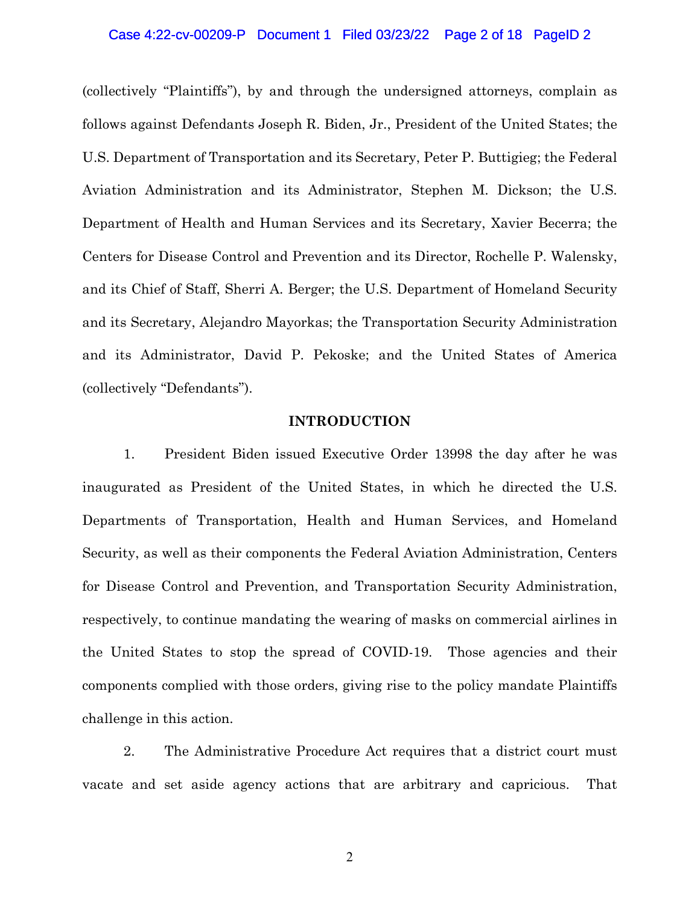(collectively "Plaintiffs"), by and through the undersigned attorneys, complain as follows against Defendants Joseph R. Biden, Jr., President of the United States; the U.S. Department of Transportation and its Secretary, Peter P. Buttigieg; the Federal Aviation Administration and its Administrator, Stephen M. Dickson; the U.S. Department of Health and Human Services and its Secretary, Xavier Becerra; the Centers for Disease Control and Prevention and its Director, Rochelle P. Walensky, and its Chief of Staff, Sherri A. Berger; the U.S. Department of Homeland Security and its Secretary, Alejandro Mayorkas; the Transportation Security Administration and its Administrator, David P. Pekoske; and the United States of America (collectively "Defendants").

## INTRODUCTION

1. President Biden issued Executive Order 13998 the day after he was inaugurated as President of the United States, in which he directed the U.S. Departments of Transportation, Health and Human Services, and Homeland Security, as well as their components the Federal Aviation Administration, Centers for Disease Control and Prevention, and Transportation Security Administration, respectively, to continue mandating the wearing of masks on commercial airlines in the United States to stop the spread of COVID-19. Those agencies and their components complied with those orders, giving rise to the policy mandate Plaintiffs challenge in this action.

2. The Administrative Procedure Act requires that a district court must vacate and set aside agency actions that are arbitrary and capricious. That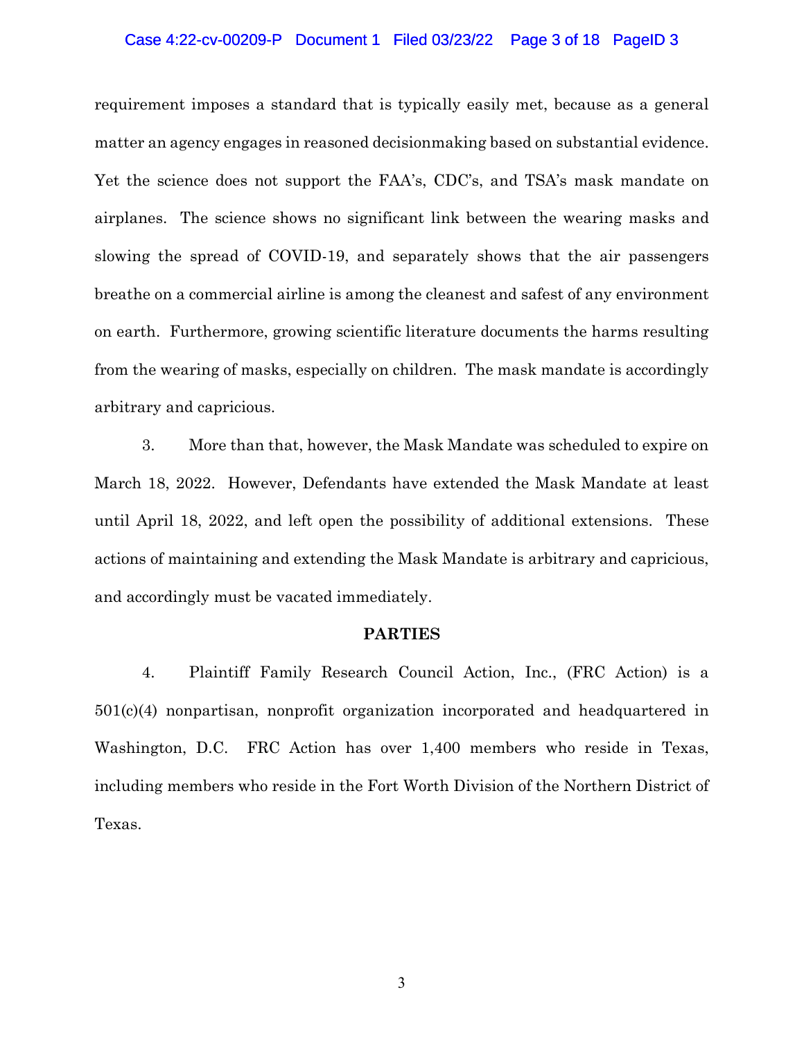requirement imposes a standard that is typically easily met, because as a general matter an agency engages in reasoned decisionmaking based on substantial evidence. Yet the science does not support the FAA's, CDC's, and TSA's mask mandate on airplanes. The science shows no significant link between the wearing masks and slowing the spread of COVID-19, and separately shows that the air passengers breathe on a commercial airline is among the cleanest and safest of any environment on earth. Furthermore, growing scientific literature documents the harms resulting from the wearing of masks, especially on children. The mask mandate is accordingly arbitrary and capricious.

3. More than that, however, the Mask Mandate was scheduled to expire on March 18, 2022. However, Defendants have extended the Mask Mandate at least until April 18, 2022, and left open the possibility of additional extensions. These actions of maintaining and extending the Mask Mandate is arbitrary and capricious, and accordingly must be vacated immediately.

## PARTIES

4. Plaintiff Family Research Council Action, Inc., (FRC Action) is a 501(c)(4) nonpartisan, nonprofit organization incorporated and headquartered in Washington, D.C. FRC Action has over 1,400 members who reside in Texas, including members who reside in the Fort Worth Division of the Northern District of Texas.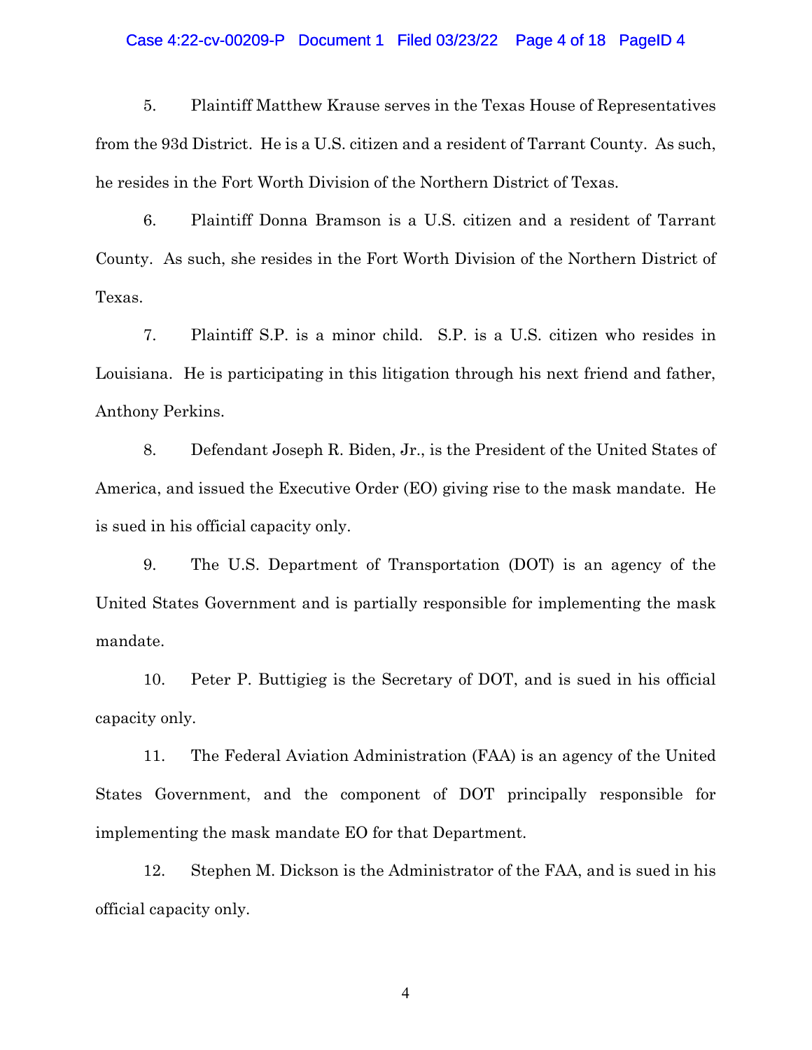5. Plaintiff Matthew Krause serves in the Texas House of Representatives from the 93d District. He is a U.S. citizen and a resident of Tarrant County. As such, he resides in the Fort Worth Division of the Northern District of Texas.

6. Plaintiff Donna Bramson is a U.S. citizen and a resident of Tarrant County. As such, she resides in the Fort Worth Division of the Northern District of Texas.

7. Plaintiff S.P. is a minor child. S.P. is a U.S. citizen who resides in Louisiana. He is participating in this litigation through his next friend and father, Anthony Perkins.

8. Defendant Joseph R. Biden, Jr., is the President of the United States of America, and issued the Executive Order (EO) giving rise to the mask mandate. He is sued in his official capacity only.

9. The U.S. Department of Transportation (DOT) is an agency of the United States Government and is partially responsible for implementing the mask mandate.

10. Peter P. Buttigieg is the Secretary of DOT, and is sued in his official capacity only.

11. The Federal Aviation Administration (FAA) is an agency of the United States Government, and the component of DOT principally responsible for implementing the mask mandate EO for that Department.

12. Stephen M. Dickson is the Administrator of the FAA, and is sued in his official capacity only.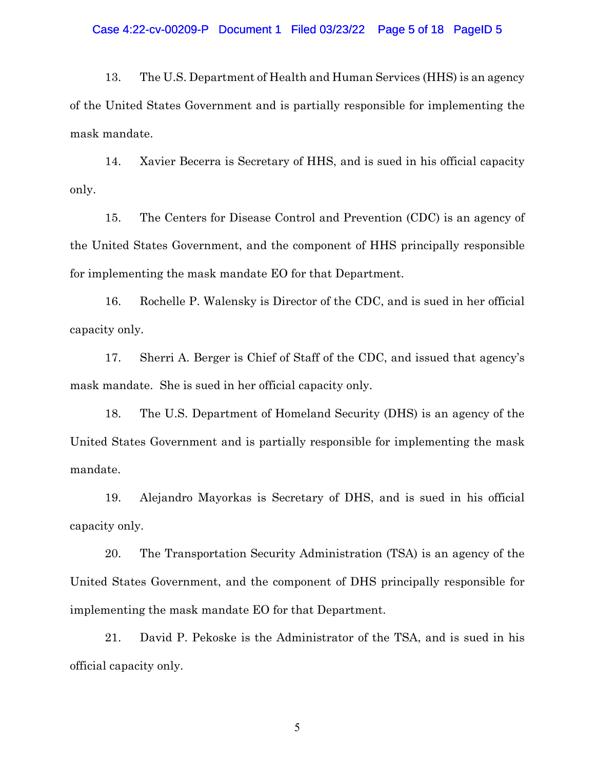13. The U.S. Department of Health and Human Services (HHS) is an agency of the United States Government and is partially responsible for implementing the mask mandate.

14. Xavier Becerra is Secretary of HHS, and is sued in his official capacity only.

15. The Centers for Disease Control and Prevention (CDC) is an agency of the United States Government, and the component of HHS principally responsible for implementing the mask mandate EO for that Department.

16. Rochelle P. Walensky is Director of the CDC, and is sued in her official capacity only.

17. Sherri A. Berger is Chief of Staff of the CDC, and issued that agency's mask mandate. She is sued in her official capacity only.

18. The U.S. Department of Homeland Security (DHS) is an agency of the United States Government and is partially responsible for implementing the mask mandate.

19. Alejandro Mayorkas is Secretary of DHS, and is sued in his official capacity only.

20. The Transportation Security Administration (TSA) is an agency of the United States Government, and the component of DHS principally responsible for implementing the mask mandate EO for that Department.

21. David P. Pekoske is the Administrator of the TSA, and is sued in his official capacity only.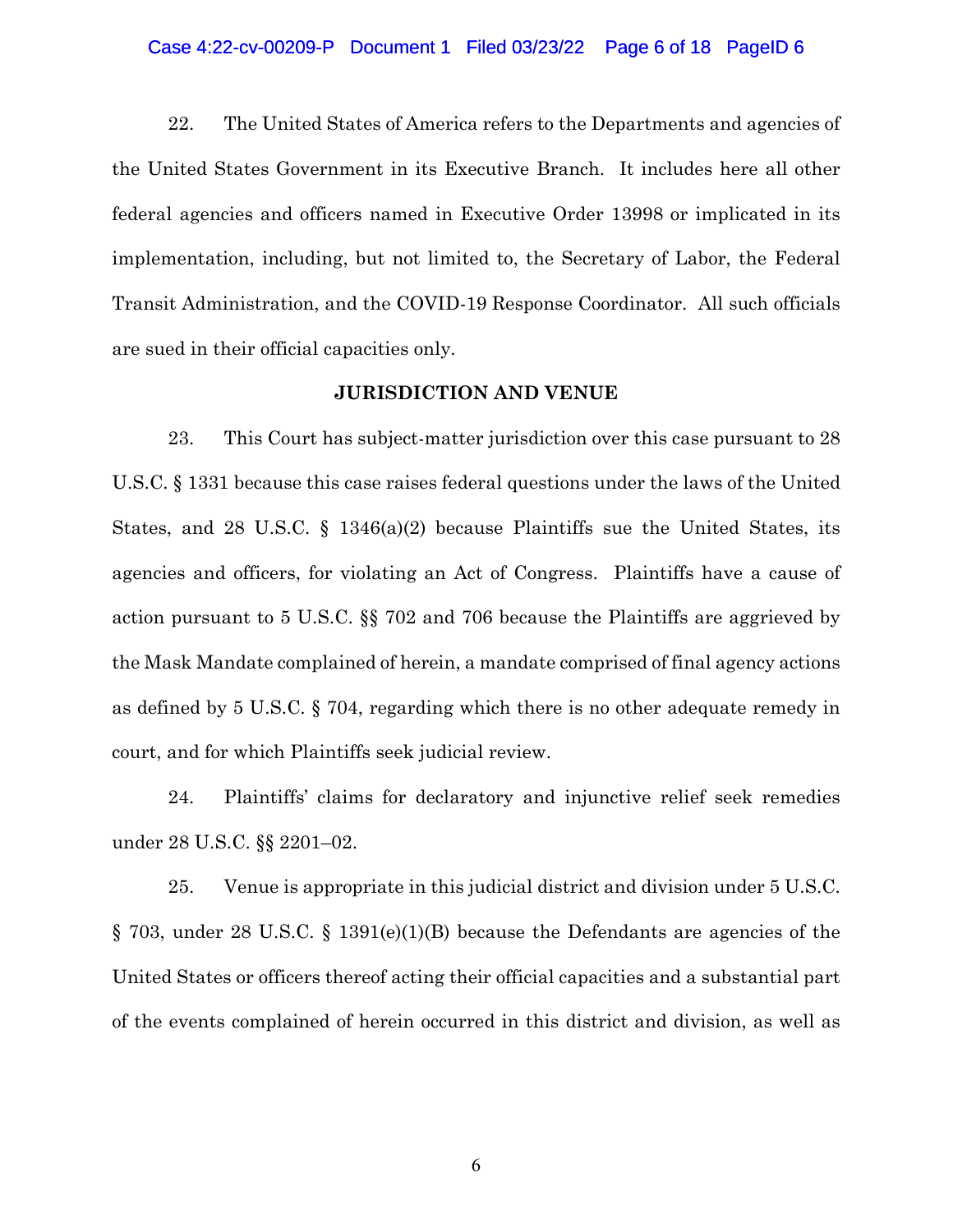22. The United States of America refers to the Departments and agencies of the United States Government in its Executive Branch. It includes here all other federal agencies and officers named in Executive Order 13998 or implicated in its implementation, including, but not limited to, the Secretary of Labor, the Federal Transit Administration, and the COVID-19 Response Coordinator. All such officials are sued in their official capacities only.

**JURISDICTION AND VENUE**

23. This Court has subject-matter jurisdiction over this case pursuant to 28 U.S.C. § 1331 because this case raises federal questions under the laws of the United States, and 28 U.S.C. § 1346(a)(2) because Plaintiffs sue the United States, its agencies and officers, for violating an Act of Congress. Plaintiffs have a cause of action pursuant to 5 U.S.C. §§ 702 and 706 because the Plaintiffs are aggrieved by the Mask Mandate complained of herein, a mandate comprised of final agency actions as defined by 5 U.S.C. § 704, regarding which there is no other adequate remedy in court, and for which Plaintiffs seek judicial review.

24. Plaintiffs' claims for declaratory and injunctive relief seek remedies under 28 U.S.C. §§ 2201–02.

25. Venue is appropriate in this judicial district and division under 5 U.S.C. § 703, under 28 U.S.C. § 1391(e)(1)(B) because the Defendants are agencies of the United States or officers thereof acting their official capacities and a substantial part of the events complained of herein occurred in this district and division, as well as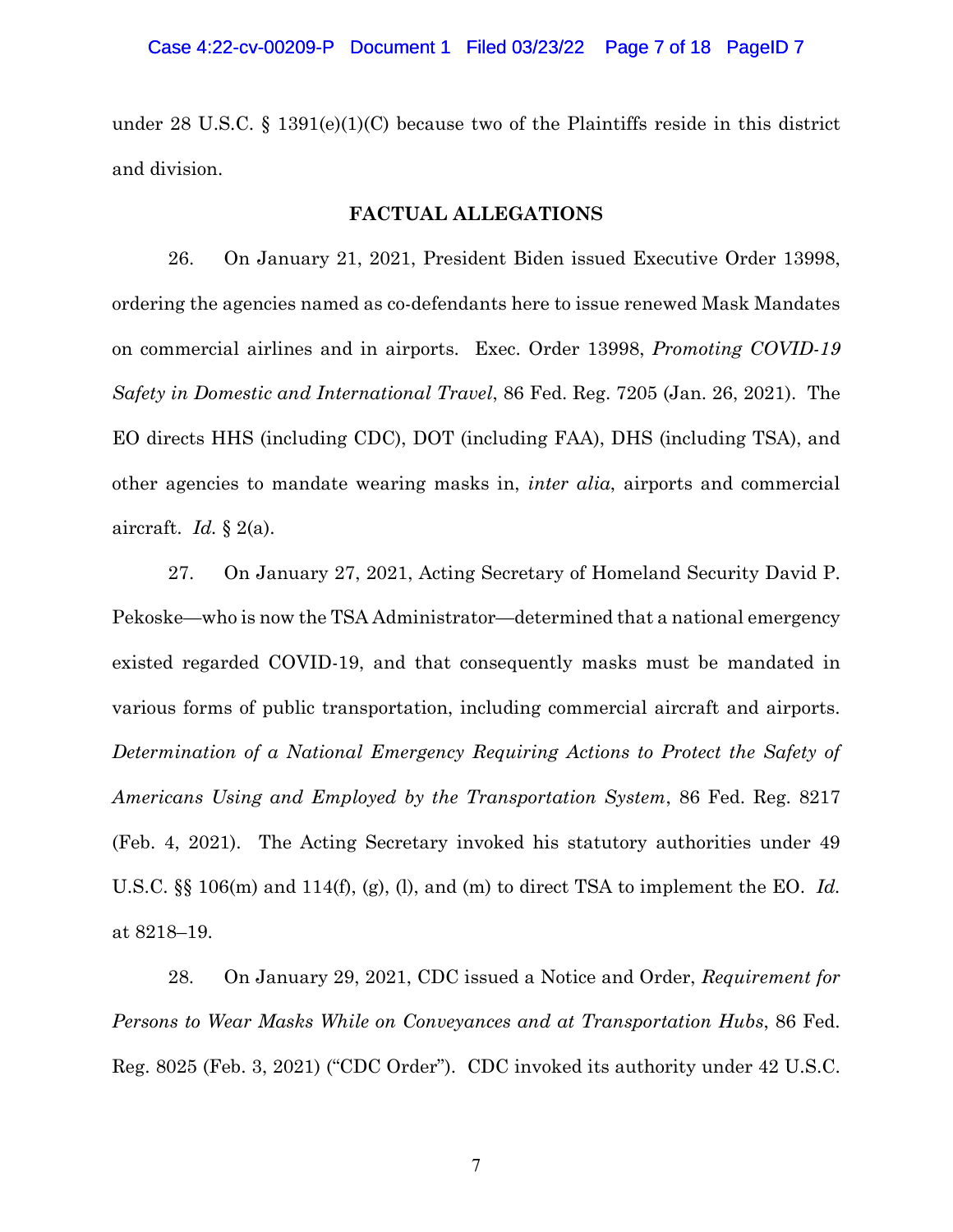under 28 U.S.C. § 1391(e)(1)(C) because two of the Plaintiffs reside in this district and division.

## FACTUAL ALLEGATIONS

26. On January 21, 2021, President Biden issued Executive Order 13998, ordering the agencies named as co-defendants here to issue renewed Mask Mandates on commercial airlines and in airports. Exec. Order 13998, *Promoting COVID-19 Safety in Domestic and International Travel*, 86 Fed. Reg. 7205 (Jan. 26, 2021). The EO directs HHS (including CDC), DOT (including FAA), DHS (including TSA), and other agencies to mandate wearing masks in, *inter alia*, airports and commercial aircraft. *Id.* § 2(a).

27. On January 27, 2021, Acting Secretary of Homeland Security David P. Pekoske—who is now the TSA Administrator—determined that a national emergency existed regarded COVID-19, and that consequently masks must be mandated in various forms of public transportation, including commercial aircraft and airports. *Determination of a National Emergency Requiring Actions to Protect the Safety of Americans Using and Employed by the Transportation System*, 86 Fed. Reg. 8217 (Feb. 4, 2021). The Acting Secretary invoked his statutory authorities under 49 U.S.C. §§ 106(m) and 114(f), (g), (l), and (m) to direct TSA to implement the EO. *Id.* at 8218–19.

28. On January 29, 2021, CDC issued a Notice and Order, *Requirement for Persons to Wear Masks While on Conveyances and at Transportation Hubs*, 86 Fed. Reg. 8025 (Feb. 3, 2021) ("CDC Order"). CDC invoked its authority under 42 U.S.C.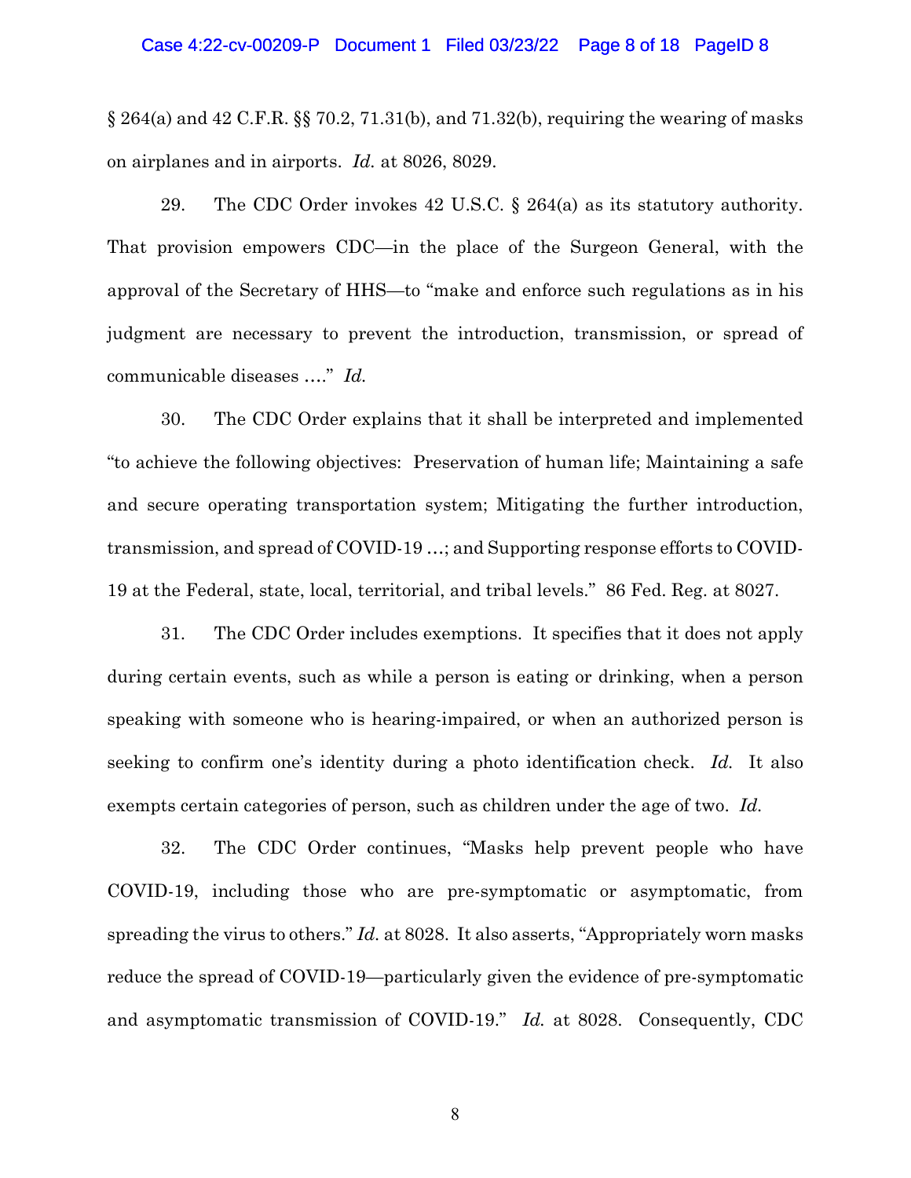§ 264(a) and 42 C.F.R. §§ 70.2, 71.31(b), and 71.32(b), requiring the wearing of masks on airplanes and in airports. *Id.* at 8026, 8029.

29. The CDC Order invokes 42 U.S.C. § 264(a) as its statutory authority. That provision empowers CDC—in the place of the Surgeon General, with the approval of the Secretary of HHS—to "make and enforce such regulations as in his judgment are necessary to prevent the introduction, transmission, or spread of communicable diseases …." *Id.*

30. The CDC Order explains that it shall be interpreted and implemented "to achieve the following objectives: Preservation of human life; Maintaining a safe and secure operating transportation system; Mitigating the further introduction, transmission, and spread of COVID-19 …; and Supporting response efforts to COVID-19 at the Federal, state, local, territorial, and tribal levels." 86 Fed. Reg. at 8027.

31. The CDC Order includes exemptions. It specifies that it does not apply during certain events, such as while a person is eating or drinking, when a person speaking with someone who is hearing-impaired, or when an authorized person is seeking to confirm one's identity during a photo identification check. *Id.* It also exempts certain categories of person, such as children under the age of two. *Id.*

32. The CDC Order continues, "Masks help prevent people who have COVID-19, including those who are pre-symptomatic or asymptomatic, from spreading the virus to others." *Id.* at 8028. It also asserts, "Appropriately worn masks reduce the spread of COVID-19—particularly given the evidence of pre-symptomatic and asymptomatic transmission of COVID-19." *Id.* at 8028. Consequently, CDC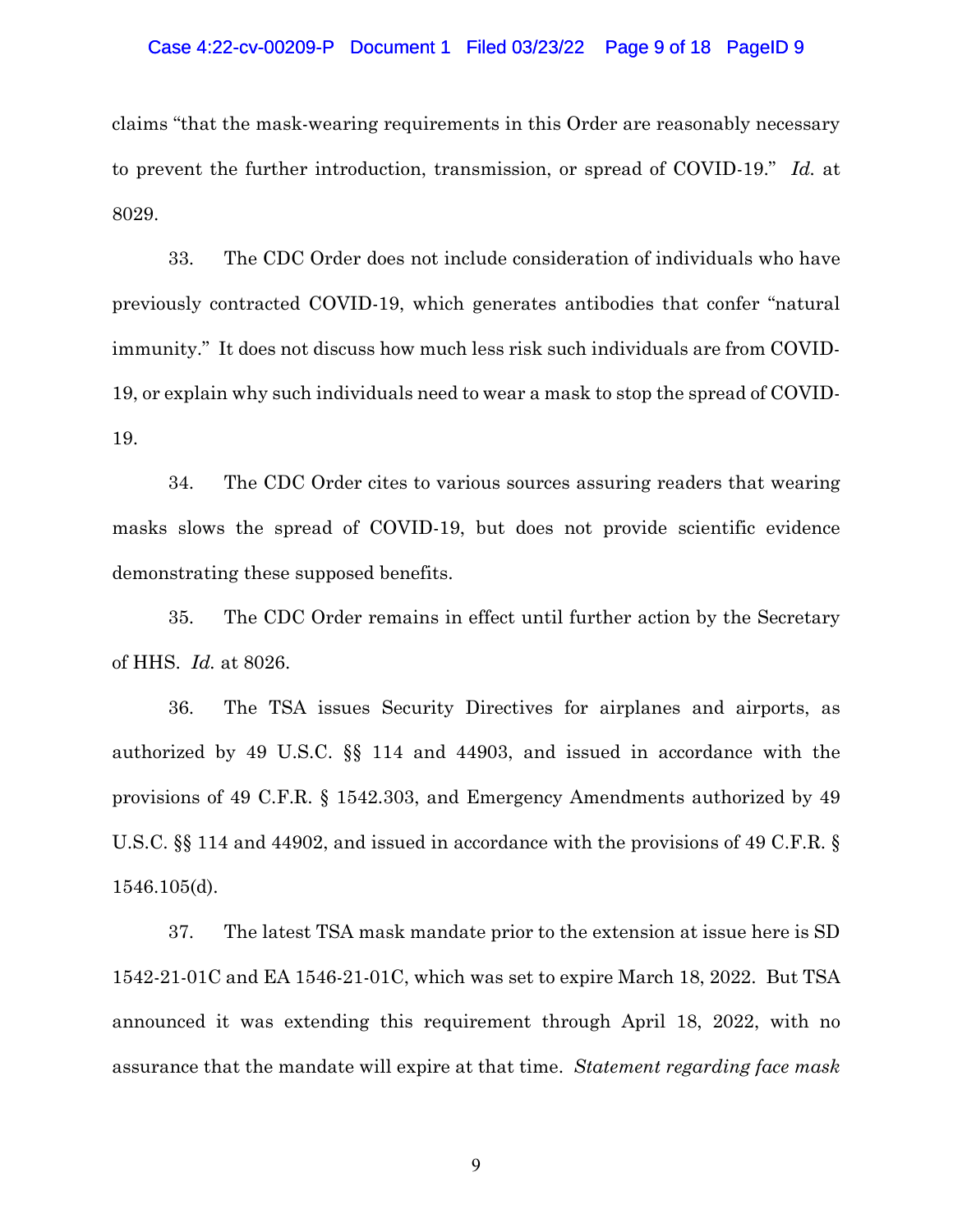claims "that the mask-wearing requirements in this Order are reasonably necessary to prevent the further introduction, transmission, or spread of COVID-19." *Id.* at 8029.

33. The CDC Order does not include consideration of individuals who have previously contracted COVID-19, which generates antibodies that confer "natural immunity." It does not discuss how much less risk such individuals are from COVID-19, or explain why such individuals need to wear a mask to stop the spread of COVID-19.

34. The CDC Order cites to various sources assuring readers that wearing masks slows the spread of COVID-19, but does not provide scientific evidence demonstrating these supposed benefits.

35. The CDC Order remains in effect until further action by the Secretary of HHS. *Id.* at 8026.

36. The TSA issues Security Directives for airplanes and airports, as authorized by 49 U.S.C. §§ 114 and 44903, and issued in accordance with the provisions of 49 C.F.R. § 1542.303, and Emergency Amendments authorized by 49 U.S.C. §§ 114 and 44902, and issued in accordance with the provisions of 49 C.F.R. § 1546.105(d).

37. The latest TSA mask mandate prior to the extension at issue here is SD 1542-21-01C and EA 1546-21-01C, which was set to expire March 18, 2022. But TSA announced it was extending this requirement through April 18, 2022, with no assurance that the mandate will expire at that time. *Statement regarding face mask*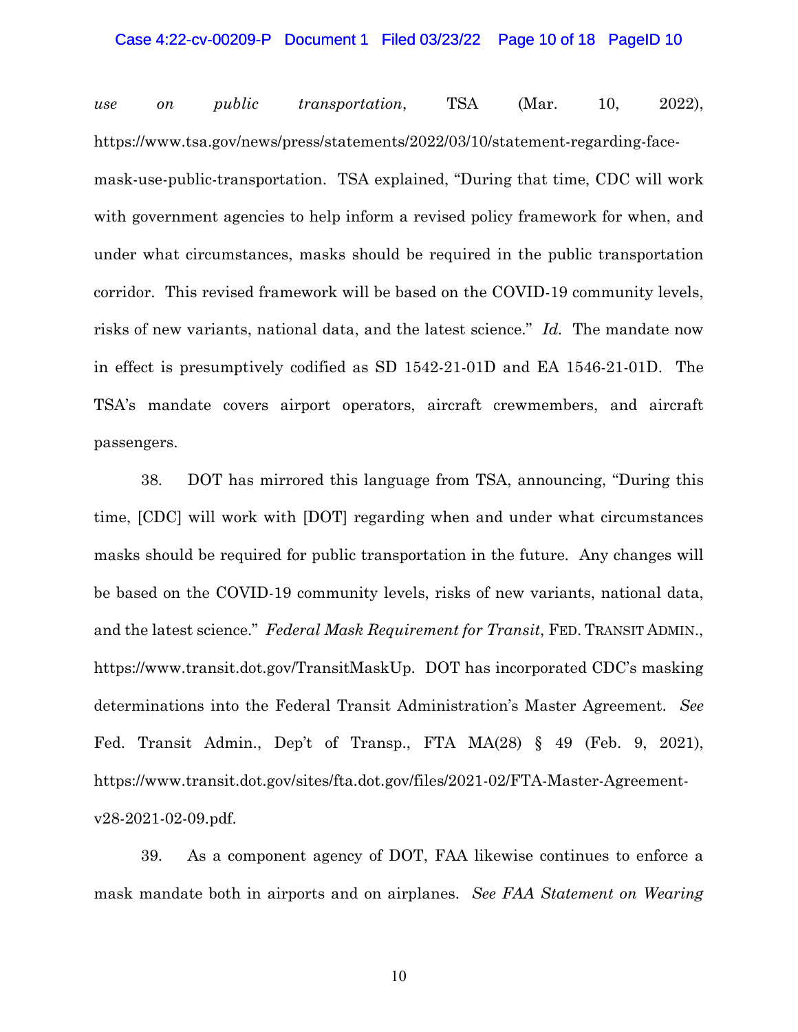*use on public transportation*, TSA (Mar. 10, 2022), https://www.tsa.gov/news/press/statements/2022/03/10/statement-regarding-face-mask-use-public-transportation. TSA explained, "During that time, CDC will work with government agencies to help inform a revised policy framework for when, and under what circumstances, masks should be required in the public transportation corridor. This revised framework will be based on the COVID-19 community levels, risks of new variants, national data, and the latest science." *Id.* The mandate now in effect is presumptively codified as SD 1542-21-01D and EA 1546-21-01D. The TSA's mandate covers airport operators, aircraft crewmembers, and aircraft passengers.

38. DOT has mirrored this language from TSA, announcing, "During this time, [CDC] will work with [DOT] regarding when and under what circumstances masks should be required for public transportation in the future. Any changes will be based on the COVID-19 community levels, risks of new variants, national data, and the latest science." *Federal Mask Requirement for Transit*, FED. TRANSIT ADMIN., https://www.transit.dot.gov/TransitMaskUp. DOT has incorporated CDC's masking determinations into the Federal Transit Administration's Master Agreement. *See* Fed. Transit Admin., Dep't of Transp., FTA MA(28) § 49 (Feb. 9, 2021), https://www.transit.dot.gov/sites/fta.dot.gov/files/2021-02/FTA-Master-Agreement-v28-2021-02-09.pdf.

39. As a component agency of DOT, FAA likewise continues to enforce a mask mandate both in airports and on airplanes. *See FAA Statement on Wearing*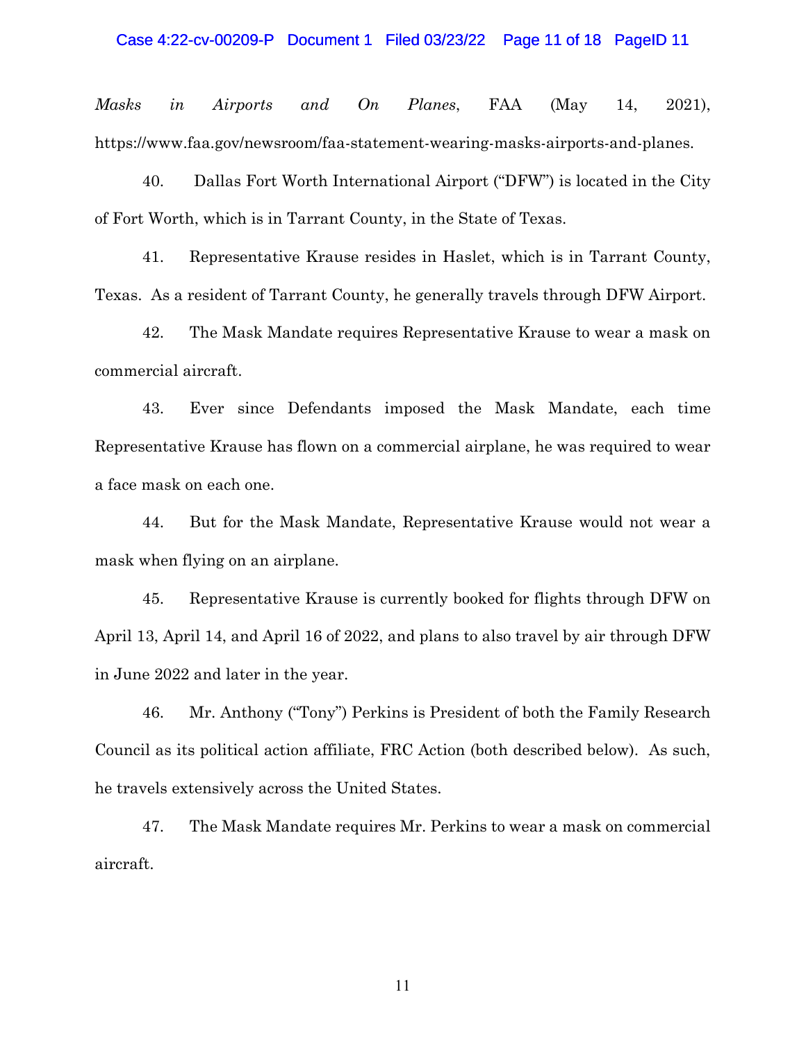*Masks in Airports and On Planes*, FAA (May 14, 2021), https://www.faa.gov/newsroom/faa-statement-wearing-masks-airports-and-planes.

40. Dallas Fort Worth International Airport ("DFW") is located in the City of Fort Worth, which is in Tarrant County, in the State of Texas.

41. Representative Krause resides in Haslet, which is in Tarrant County, Texas. As a resident of Tarrant County, he generally travels through DFW Airport.

42. The Mask Mandate requires Representative Krause to wear a mask on commercial aircraft.

43. Ever since Defendants imposed the Mask Mandate, each time Representative Krause has flown on a commercial airplane, he was required to wear a face mask on each one.

44. But for the Mask Mandate, Representative Krause would not wear a mask when flying on an airplane.

45. Representative Krause is currently booked for flights through DFW on April 13, April 14, and April 16 of 2022, and plans to also travel by air through DFW in June 2022 and later in the year.

46. Mr. Anthony ("Tony") Perkins is President of both the Family Research Council as its political action affiliate, FRC Action (both described below). As such, he travels extensively across the United States.

47. The Mask Mandate requires Mr. Perkins to wear a mask on commercial aircraft.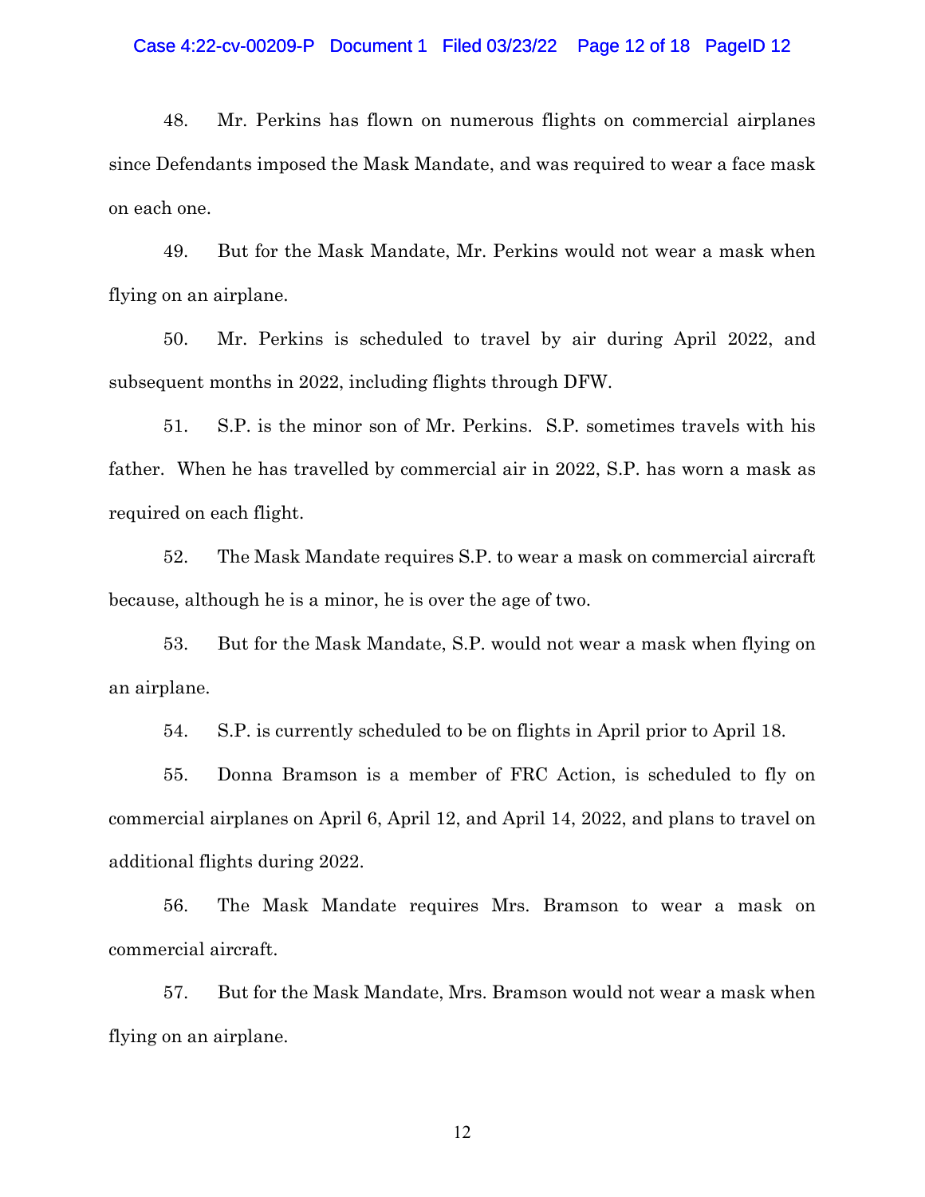48. Mr. Perkins has flown on numerous flights on commercial airplanes since Defendants imposed the Mask Mandate, and was required to wear a face mask on each one.

49. But for the Mask Mandate, Mr. Perkins would not wear a mask when flying on an airplane.

50. Mr. Perkins is scheduled to travel by air during April 2022, and subsequent months in 2022, including flights through DFW.

51. S.P. is the minor son of Mr. Perkins. S.P. sometimes travels with his father. When he has travelled by commercial air in 2022, S.P. has worn a mask as required on each flight.

52. The Mask Mandate requires S.P. to wear a mask on commercial aircraft because, although he is a minor, he is over the age of two.

53. But for the Mask Mandate, S.P. would not wear a mask when flying on an airplane.

54. S.P. is currently scheduled to be on flights in April prior to April 18.

55. Donna Bramson is a member of FRC Action, is scheduled to fly on commercial airplanes on April 6, April 12, and April 14, 2022, and plans to travel on additional flights during 2022.

56. The Mask Mandate requires Mrs. Bramson to wear a mask on commercial aircraft.

57. But for the Mask Mandate, Mrs. Bramson would not wear a mask when flying on an airplane.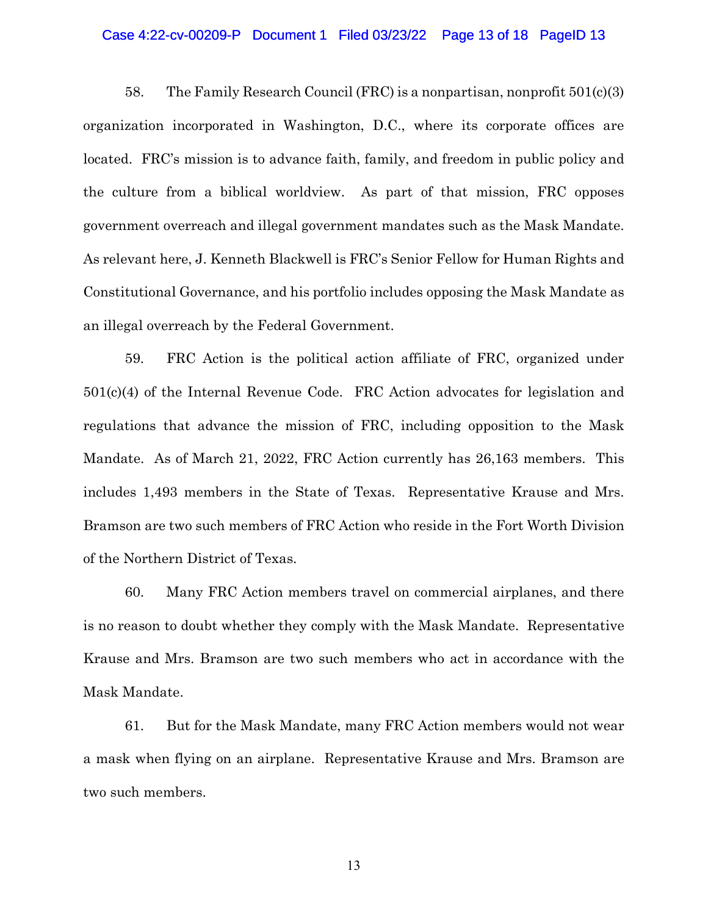58. The Family Research Council (FRC) is a nonpartisan, nonprofit 501(c)(3) organization incorporated in Washington, D.C., where its corporate offices are located. FRC's mission is to advance faith, family, and freedom in public policy and the culture from a biblical worldview. As part of that mission, FRC opposes government overreach and illegal government mandates such as the Mask Mandate. As relevant here, J. Kenneth Blackwell is FRC's Senior Fellow for Human Rights and Constitutional Governance, and his portfolio includes opposing the Mask Mandate as an illegal overreach by the Federal Government.

59. FRC Action is the political action affiliate of FRC, organized under 501(c)(4) of the Internal Revenue Code. FRC Action advocates for legislation and regulations that advance the mission of FRC, including opposition to the Mask Mandate. As of March 21, 2022, FRC Action currently has 26,163 members. This includes 1,493 members in the State of Texas. Representative Krause and Mrs. Bramson are two such members of FRC Action who reside in the Fort Worth Division of the Northern District of Texas.

60. Many FRC Action members travel on commercial airplanes, and there is no reason to doubt whether they comply with the Mask Mandate. Representative Krause and Mrs. Bramson are two such members who act in accordance with the Mask Mandate.

61. But for the Mask Mandate, many FRC Action members would not wear a mask when flying on an airplane. Representative Krause and Mrs. Bramson are two such members.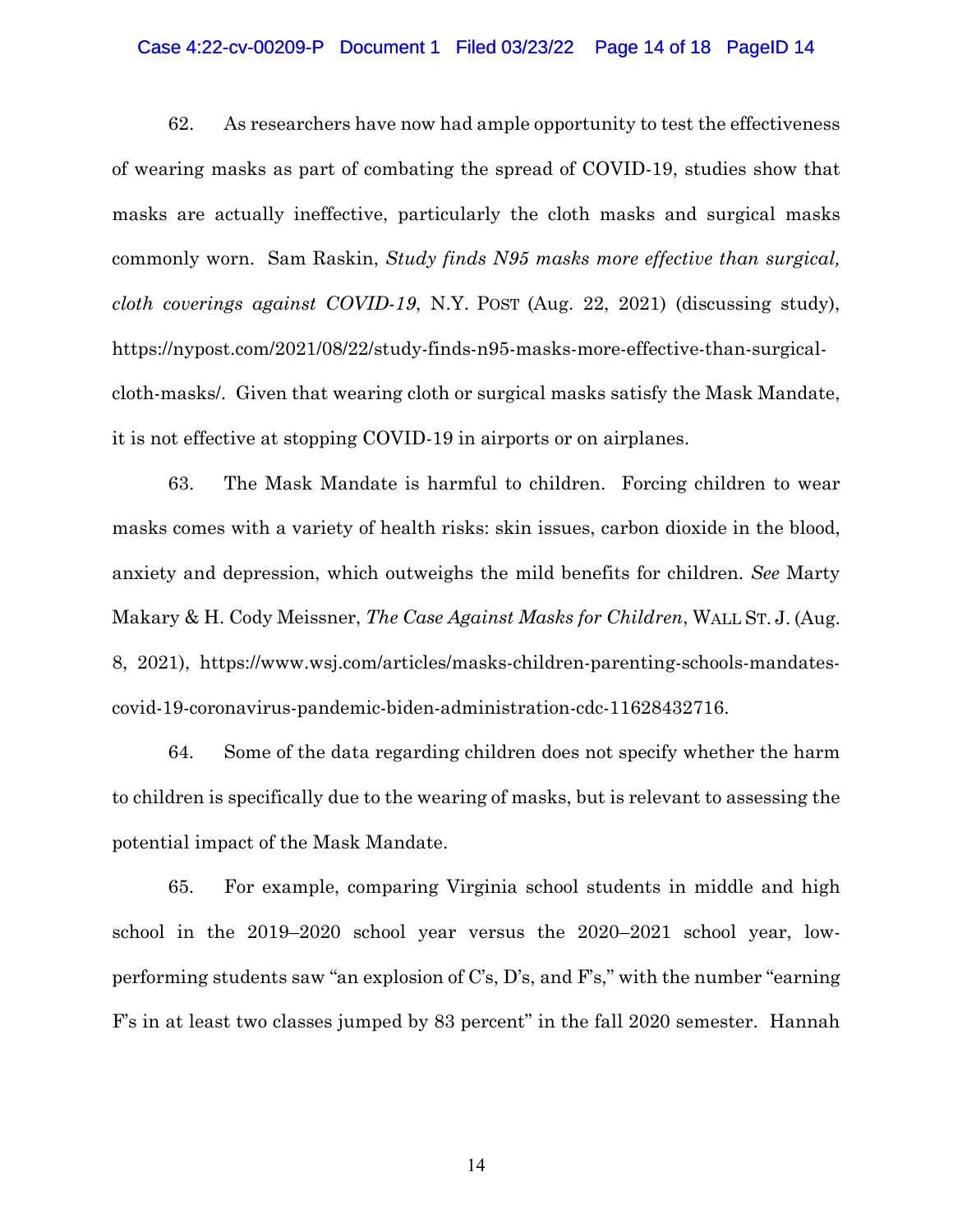62. As researchers have now had ample opportunity to test the effectiveness of wearing masks as part of combating the spread of COVID-19, studies show that masks are actually ineffective, particularly the cloth masks and surgical masks commonly worn. Sam Raskin, *Study finds N95 masks more effective than surgical, cloth coverings against COVID-19*, N.Y. POST (Aug. 22, 2021) (discussing study), https://nypost.com/2021/08/22/study-finds-n95-masks-more-effective-than-surgical-cloth-masks/. Given that wearing cloth or surgical masks satisfy the Mask Mandate, it is not effective at stopping COVID-19 in airports or on airplanes.

63. The Mask Mandate is harmful to children. Forcing children to wear masks comes with a variety of health risks: skin issues, carbon dioxide in the blood, anxiety and depression, which outweighs the mild benefits for children. *See* Marty Makary & H. Cody Meissner, *The Case Against Masks for Children*, WALL ST. J. (Aug. 8, 2021), https://www.wsj.com/articles/masks-children-parenting-schools-mandates-covid-19-coronavirus-pandemic-biden-administration-cdc-11628432716.

64. Some of the data regarding children does not specify whether the harm to children is specifically due to the wearing of masks, but is relevant to assessing the potential impact of the Mask Mandate.

65. For example, comparing Virginia school students in middle and high school in the 2019–2020 school year versus the 2020–2021 school year, low-performing students saw "an explosion of C's, D's, and F's," with the number "earning F's in at least two classes jumped by 83 percent" in the fall 2020 semester. Hannah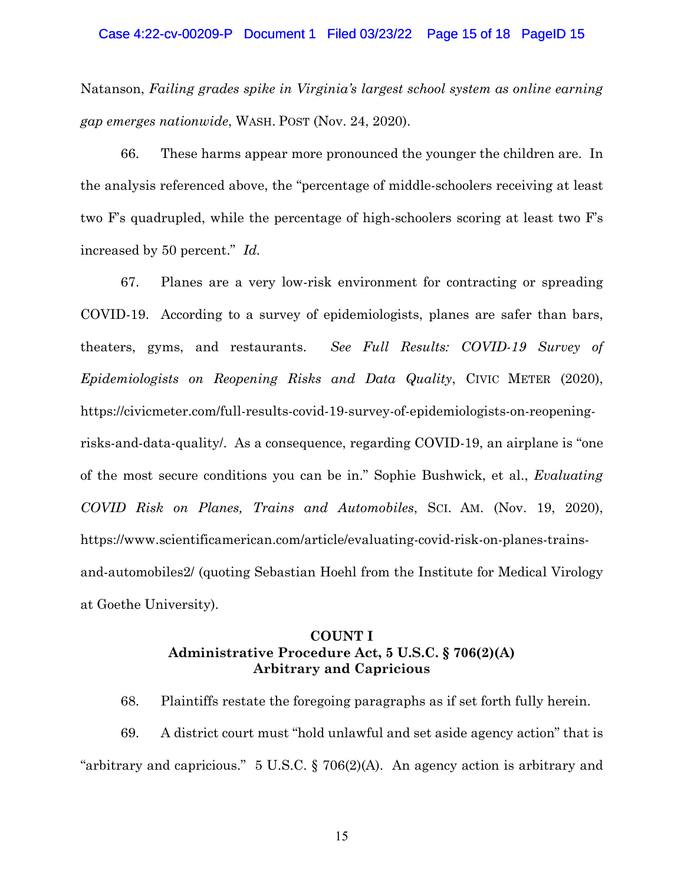Natanson, *Failing grades spike in Virginia's largest school system as online earning gap emerges nationwide*, WASH. POST (Nov. 24, 2020).

66. These harms appear more pronounced the younger the children are. In the analysis referenced above, the "percentage of middle-schoolers receiving at least two F's quadrupled, while the percentage of high-schoolers scoring at least two F's increased by 50 percent." *Id.*

67. Planes are a very low-risk environment for contracting or spreading COVID-19. According to a survey of epidemiologists, planes are safer than bars, theaters, gyms, and restaurants. *See Full Results: COVID-19 Survey of Epidemiologists on Reopening Risks and Data Quality*, CIVIC METER (2020), https://civicmeter.com/full-results-covid-19-survey-of-epidemiologists-on-reopening-risks-and-data-quality/. As a consequence, regarding COVID-19, an airplane is "one of the most secure conditions you can be in." Sophie Bushwick, et al., *Evaluating COVID Risk on Planes, Trains and Automobiles*, SCI. AM. (Nov. 19, 2020), https://www.scientificamerican.com/article/evaluating-covid-risk-on-planes-trains-and-automobiles2/ (quoting Sebastian Hoehl from the Institute for Medical Virology at Goethe University).

## COUNT I
## Administrative Procedure Act, 5 U.S.C. § 706(2)(A)
## Arbitrary and Capricious

68. Plaintiffs restate the foregoing paragraphs as if set forth fully herein.

69. A district court must "hold unlawful and set aside agency action" that is "arbitrary and capricious." 5 U.S.C. § 706(2)(A). An agency action is arbitrary and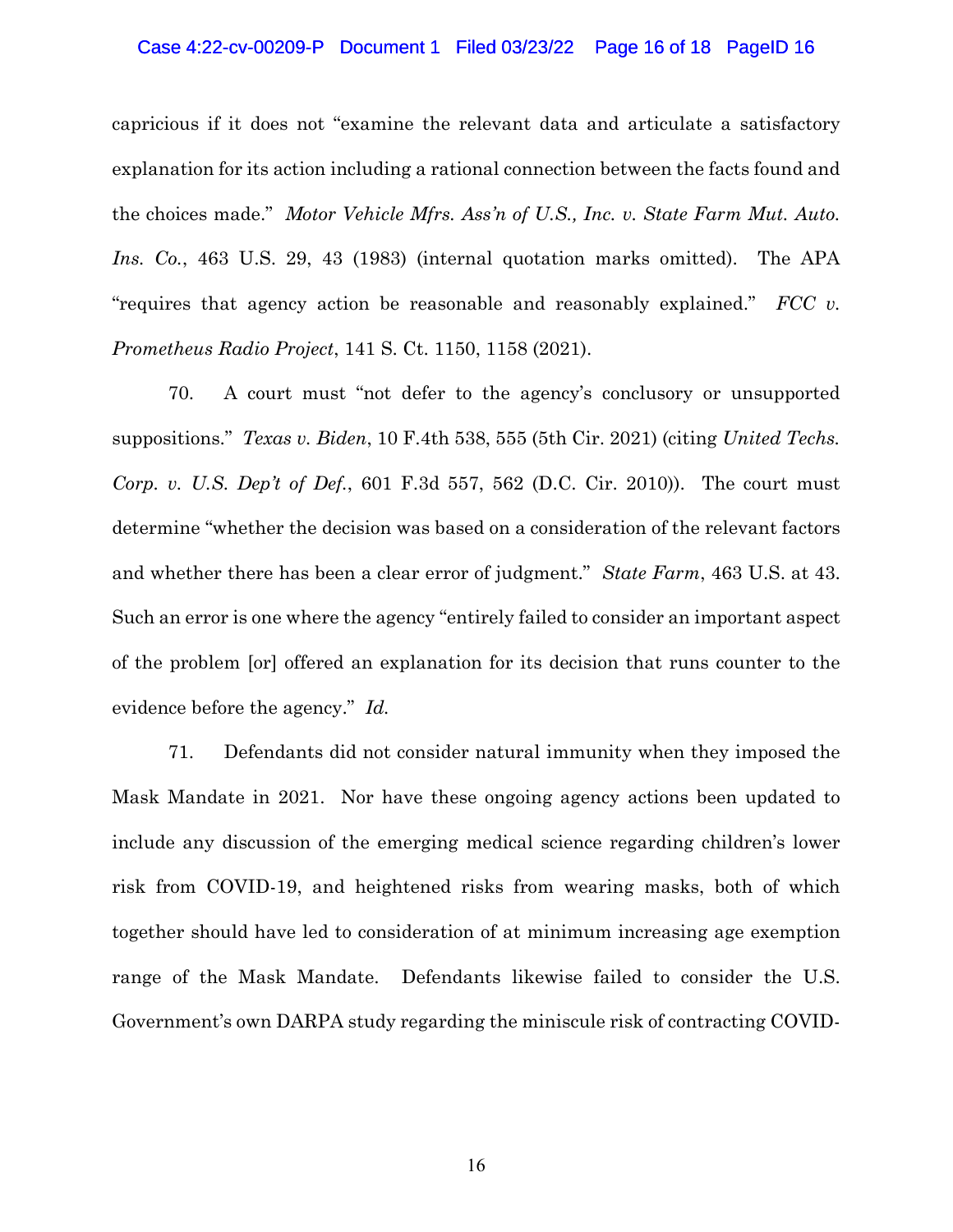capricious if it does not "examine the relevant data and articulate a satisfactory explanation for its action including a rational connection between the facts found and the choices made." *Motor Vehicle Mfrs. Ass'n of U.S., Inc. v. State Farm Mut. Auto. Ins. Co.*, 463 U.S. 29, 43 (1983) (internal quotation marks omitted). The APA "requires that agency action be reasonable and reasonably explained." *FCC v. Prometheus Radio Project*, 141 S. Ct. 1150, 1158 (2021).

70. A court must "not defer to the agency's conclusory or unsupported suppositions." *Texas v. Biden*, 10 F.4th 538, 555 (5th Cir. 2021) (citing *United Techs. Corp. v. U.S. Dep't of Def.*, 601 F.3d 557, 562 (D.C. Cir. 2010)). The court must determine "whether the decision was based on a consideration of the relevant factors and whether there has been a clear error of judgment." *State Farm*, 463 U.S. at 43. Such an error is one where the agency "entirely failed to consider an important aspect of the problem [or] offered an explanation for its decision that runs counter to the evidence before the agency." *Id.*

71. Defendants did not consider natural immunity when they imposed the Mask Mandate in 2021. Nor have these ongoing agency actions been updated to include any discussion of the emerging medical science regarding children's lower risk from COVID-19, and heightened risks from wearing masks, both of which together should have led to consideration of at minimum increasing age exemption range of the Mask Mandate. Defendants likewise failed to consider the U.S. Government's own DARPA study regarding the miniscule risk of contracting COVID-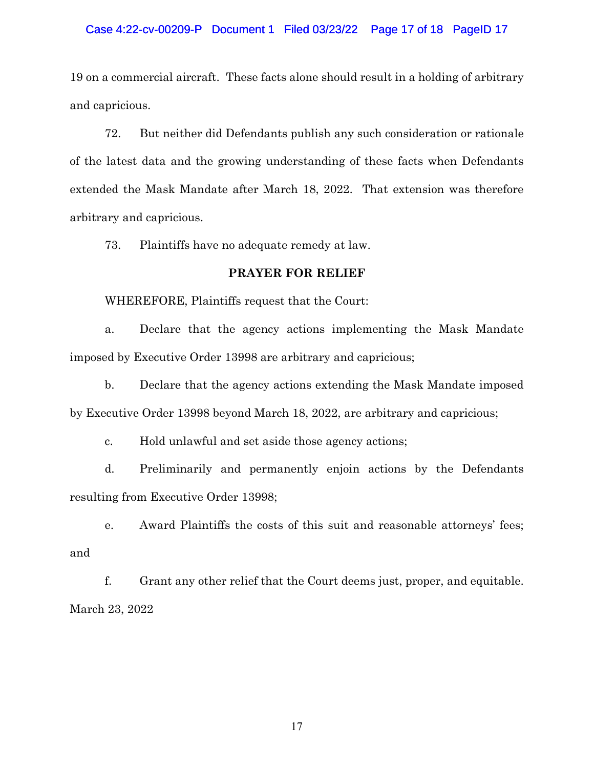19 on a commercial aircraft. These facts alone should result in a holding of arbitrary and capricious.

72. But neither did Defendants publish any such consideration or rationale of the latest data and the growing understanding of these facts when Defendants extended the Mask Mandate after March 18, 2022. That extension was therefore arbitrary and capricious.

73. Plaintiffs have no adequate remedy at law.

**PRAYER FOR RELIEF**

WHEREFORE, Plaintiffs request that the Court:

a. Declare that the agency actions implementing the Mask Mandate imposed by Executive Order 13998 are arbitrary and capricious;

b. Declare that the agency actions extending the Mask Mandate imposed by Executive Order 13998 beyond March 18, 2022, are arbitrary and capricious;

c. Hold unlawful and set aside those agency actions;

d. Preliminarily and permanently enjoin actions by the Defendants resulting from Executive Order 13998;

e. Award Plaintiffs the costs of this suit and reasonable attorneys' fees; and

f. Grant any other relief that the Court deems just, proper, and equitable.

March 23, 2022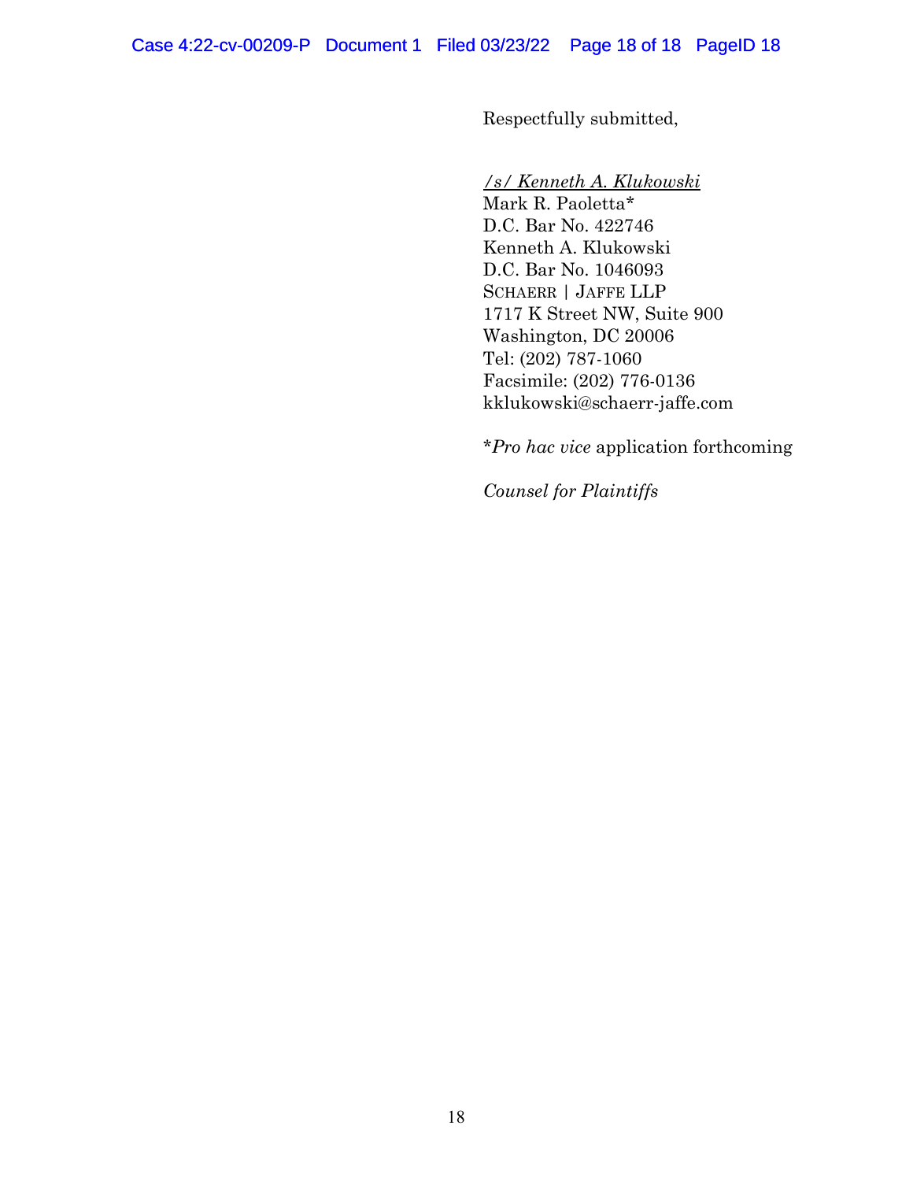Respectfully submitted,

*/s/ Kenneth A. Klukowski*
Mark R. Paoletta*
D.C. Bar No. 422746
Kenneth A. Klukowski
D.C. Bar No. 1046093
SCHAERR | JAFFE LLP
1717 K Street NW, Suite 900
Washington, DC 20006
Tel: (202) 787-1060
Facsimile: (202) 776-0136
kklukowski@schaerr-jaffe.com

**Pro hac vice* application forthcoming

*Counsel for Plaintiffs*